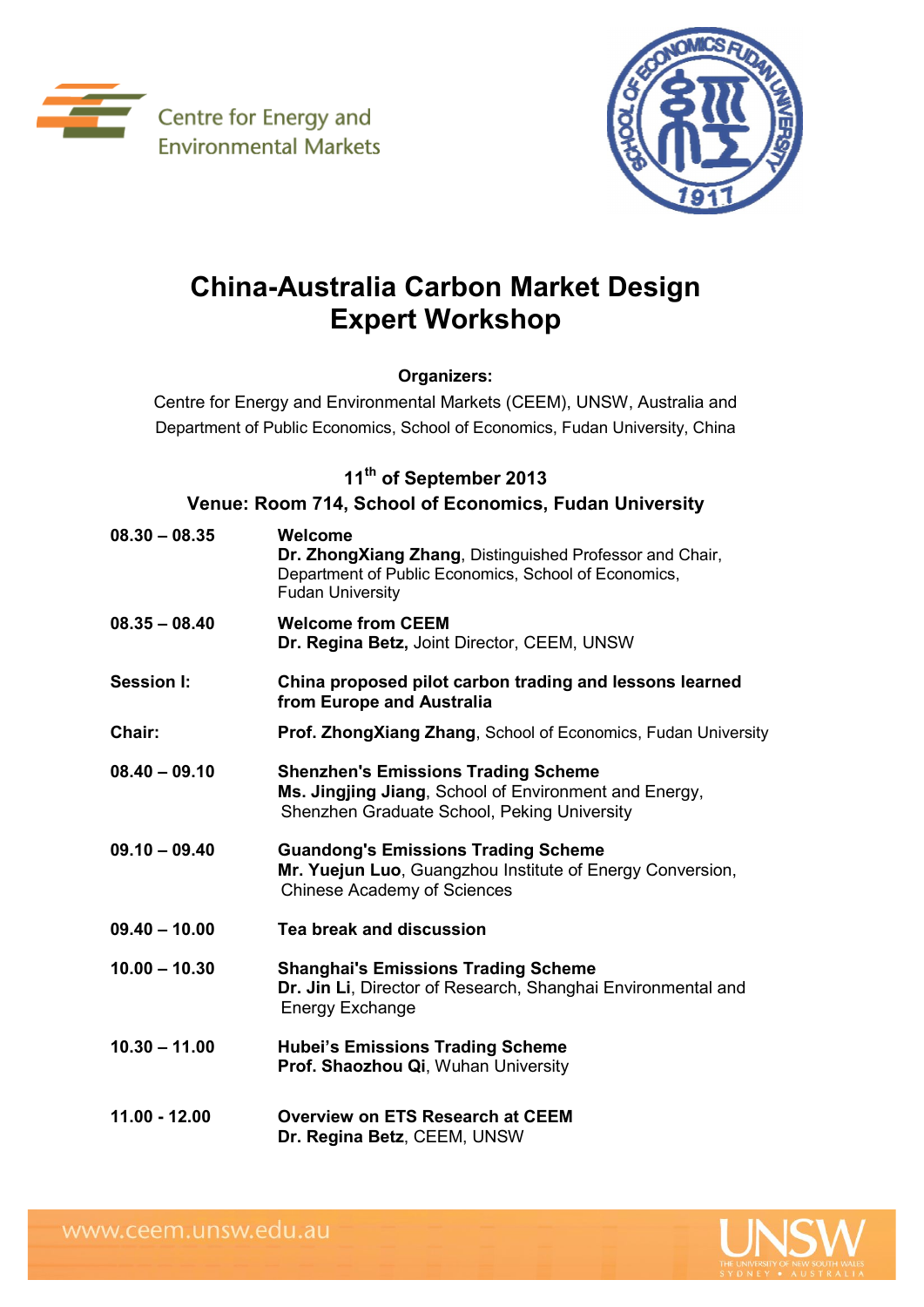Centre for Energy and Environmental Markets

# China-Australia Carbon Market Design Expert Workshop

**Organizers:**

Centre for Energy and Environmental Markets (CEEM), UNSW, Australia and
Department of Public Economics, School of Economics, Fudan University, China

**11th of September 2013**

**Venue: Room 714, School of Economics, Fudan University**

| | |
|---|---|
| **08.30 – 08.35** | **Welcome**<br>**Dr. ZhongXiang Zhang**, Distinguished Professor and Chair, Department of Public Economics, School of Economics, Fudan University |
| **08.35 – 08.40** | **Welcome from CEEM**<br>**Dr. Regina Betz,** Joint Director, CEEM, UNSW |
| **Session I:** | **China proposed pilot carbon trading and lessons learned from Europe and Australia** |
| **Chair:** | **Prof. ZhongXiang Zhang**, School of Economics, Fudan University |
| **08.40 – 09.10** | **Shenzhen's Emissions Trading Scheme**<br>**Ms. Jingjing Jiang**, School of Environment and Energy, Shenzhen Graduate School, Peking University |
| **09.10 – 09.40** | **Guandong's Emissions Trading Scheme**<br>**Mr. Yuejun Luo**, Guangzhou Institute of Energy Conversion, Chinese Academy of Sciences |
| **09.40 – 10.00** | **Tea break and discussion** |
| **10.00 – 10.30** | **Shanghai's Emissions Trading Scheme**<br>**Dr. Jin Li**, Director of Research, Shanghai Environmental and Energy Exchange |
| **10.30 – 11.00** | **Hubei's Emissions Trading Scheme**<br>**Prof. Shaozhou Qi**, Wuhan University |
| **11.00 - 12.00** | **Overview on ETS Research at CEEM**<br>**Dr. Regina Betz**, CEEM, UNSW |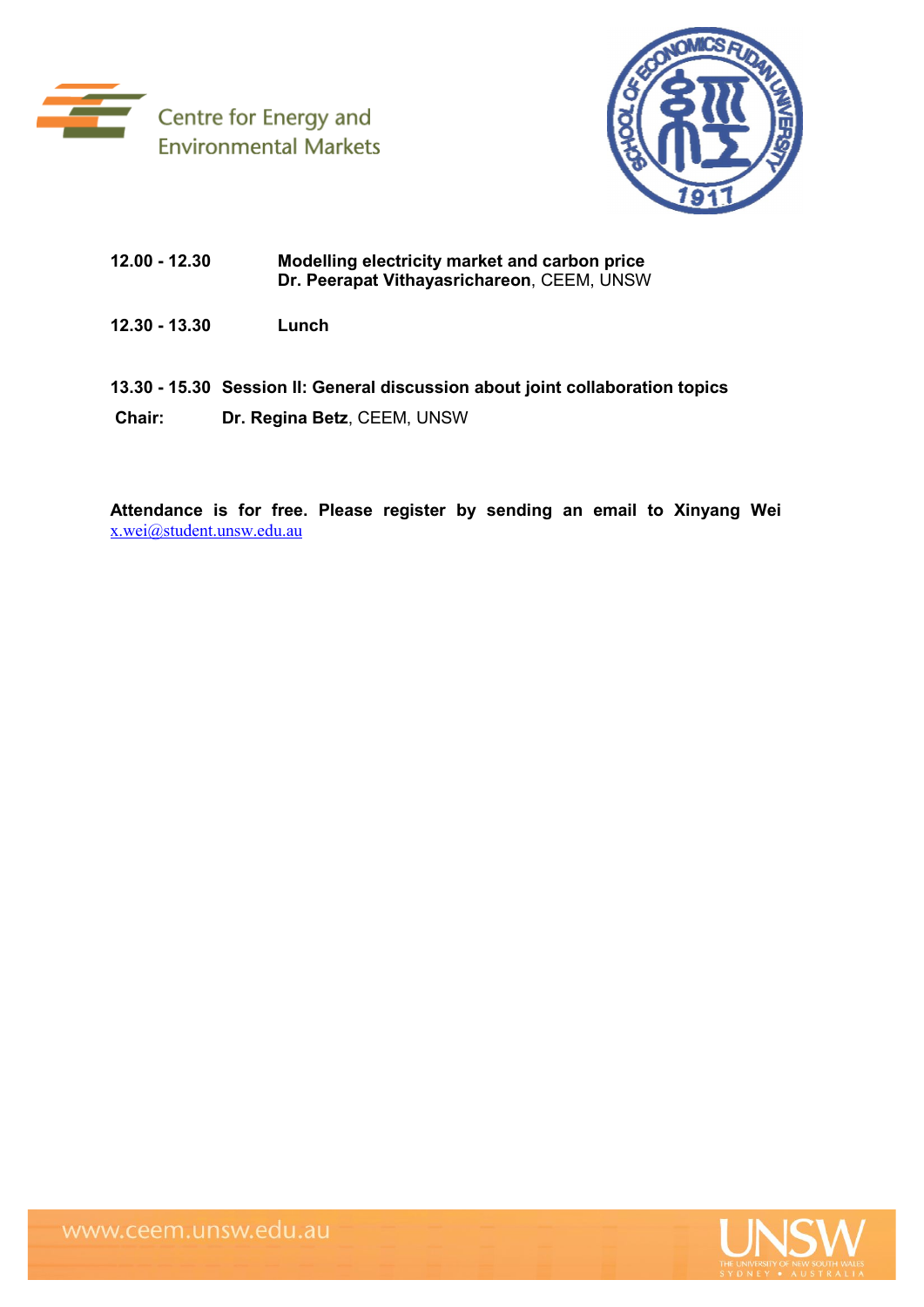**12.00 - 12.30** **Modelling electricity market and carbon price**
**Dr. Peerapat Vithayasrichareon**, CEEM, UNSW

**12.30 - 13.30** **Lunch**

**13.30 - 15.30** **Session II: General discussion about joint collaboration topics**

**Chair:** **Dr. Regina Betz**, CEEM, UNSW

**Attendance is for free. Please register by sending an email to Xinyang Wei** x.wei@student.unsw.edu.au